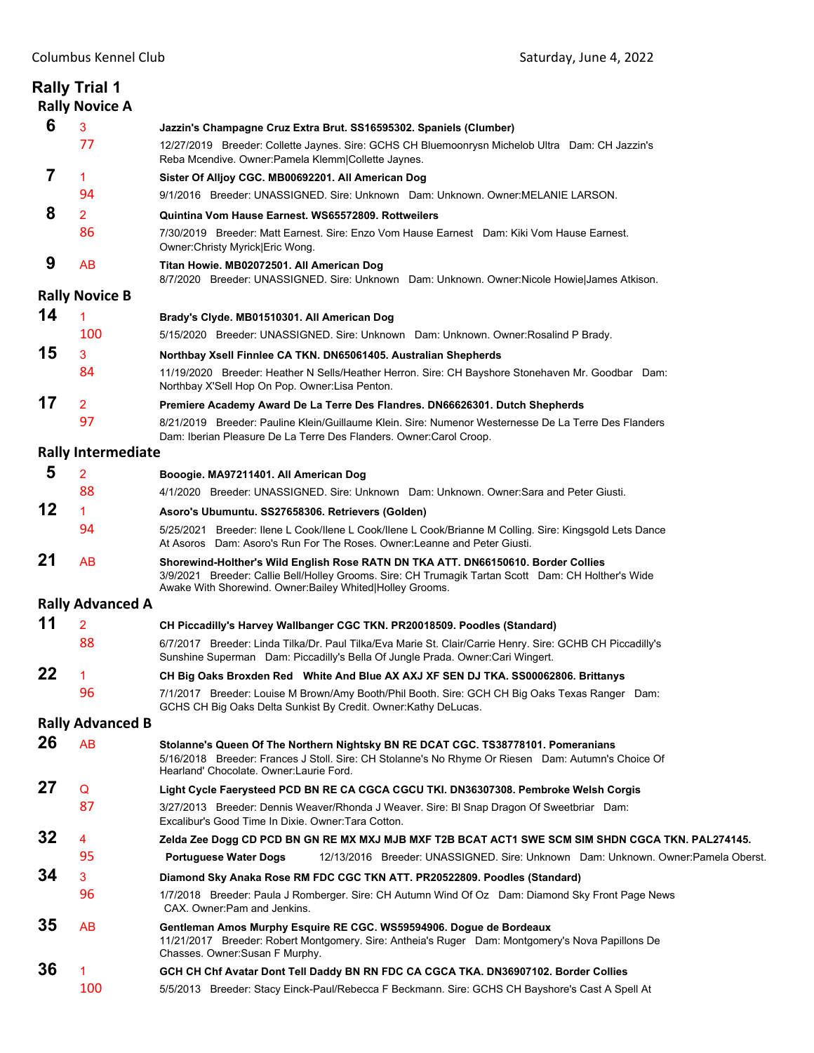Columbus Kennel Club — Saturday, June 4, 2022

# Rally Trial 1

## Rally Novice A

**6** — 3 — 77
**Jazzin's Champagne Cruz Extra Brut. SS16595302. Spaniels (Clumber)**
12/27/2019 Breeder: Collette Jaynes. Sire: GCHS CH Bluemoonrysn Michelob Ultra Dam: CH Jazzin's Reba Mcendive. Owner:Pamela Klemm|Collette Jaynes.

**7** — 1 — 94
**Sister Of Alljoy CGC. MB00692201. All American Dog**
9/1/2016 Breeder: UNASSIGNED. Sire: Unknown Dam: Unknown. Owner:MELANIE LARSON.

**8** — 2 — 86
**Quintina Vom Hause Earnest. WS65572809. Rottweilers**
7/30/2019 Breeder: Matt Earnest. Sire: Enzo Vom Hause Earnest Dam: Kiki Vom Hause Earnest. Owner:Christy Myrick|Eric Wong.

**9** — AB
**Titan Howie. MB02072501. All American Dog**
8/7/2020 Breeder: UNASSIGNED. Sire: Unknown Dam: Unknown. Owner:Nicole Howie|James Atkison.

## Rally Novice B

**14** — 1 — 100
**Brady's Clyde. MB01510301. All American Dog**
5/15/2020 Breeder: UNASSIGNED. Sire: Unknown Dam: Unknown. Owner:Rosalind P Brady.

**15** — 3 — 84
**Northbay Xsell Finnlee CA TKN. DN65061405. Australian Shepherds**
11/19/2020 Breeder: Heather N Sells/Heather Herron. Sire: CH Bayshore Stonehaven Mr. Goodbar Dam: Northbay X'Sell Hop On Pop. Owner:Lisa Penton.

**17** — 2 — 97
**Premiere Academy Award De La Terre Des Flandres. DN66626301. Dutch Shepherds**
8/21/2019 Breeder: Pauline Klein/Guillaume Klein. Sire: Numenor Westernesse De La Terre Des Flanders Dam: Iberian Pleasure De La Terre Des Flanders. Owner:Carol Croop.

## Rally Intermediate

**5** — 2 — 88
**Booogie. MA97211401. All American Dog**
4/1/2020 Breeder: UNASSIGNED. Sire: Unknown Dam: Unknown. Owner:Sara and Peter Giusti.

**12** — 1 — 94
**Asoro's Ubumuntu. SS27658306. Retrievers (Golden)**
5/25/2021 Breeder: Ilene L Cook/Ilene L Cook/Ilene L Cook/Brianne M Colling. Sire: Kingsgold Lets Dance At Asoros Dam: Asoro's Run For The Roses. Owner:Leanne and Peter Giusti.

**21** — AB
**Shorewind-Holther's Wild English Rose RATN DN TKA ATT. DN66150610. Border Collies**
3/9/2021 Breeder: Callie Bell/Holley Grooms. Sire: CH Trumagik Tartan Scott Dam: CH Holther's Wide Awake With Shorewind. Owner:Bailey Whited|Holley Grooms.

## Rally Advanced A

**11** — 2 — 88
**CH Piccadilly's Harvey Wallbanger CGC TKN. PR20018509. Poodles (Standard)**
6/7/2017 Breeder: Linda Tilka/Dr. Paul Tilka/Eva Marie St. Clair/Carrie Henry. Sire: GCHB CH Piccadilly's Sunshine Superman Dam: Piccadilly's Bella Of Jungle Prada. Owner:Cari Wingert.

**22** — 1 — 96
**CH Big Oaks Broxden Red White And Blue AX AXJ XF SEN DJ TKA. SS00062806. Brittanys**
7/1/2017 Breeder: Louise M Brown/Amy Booth/Phil Booth. Sire: GCH CH Big Oaks Texas Ranger Dam: GCHS CH Big Oaks Delta Sunkist By Credit. Owner:Kathy DeLucas.

## Rally Advanced B

**26** — AB
**Stolanne's Queen Of The Northern Nightsky BN RE DCAT CGC. TS38778101. Pomeranians**
5/16/2018 Breeder: Frances J Stoll. Sire: CH Stolanne's No Rhyme Or Riesen Dam: Autumn's Choice Of Hearland' Chocolate. Owner:Laurie Ford.

**27** — Q — 87
**Light Cycle Faerysteed PCD BN RE CA CGCA CGCU TKI. DN36307308. Pembroke Welsh Corgis**
3/27/2013 Breeder: Dennis Weaver/Rhonda J Weaver. Sire: Bl Snap Dragon Of Sweetbriar Dam: Excalibur's Good Time In Dixie. Owner:Tara Cotton.

**32** — 4 — 95
**Zelda Zee Dogg CD PCD BN GN RE MX MXJ MJB MXF T2B BCAT ACT1 SWE SCM SIM SHDN CGCA TKN. PAL274145. Portuguese Water Dogs**
12/13/2016 Breeder: UNASSIGNED. Sire: Unknown Dam: Unknown. Owner:Pamela Oberst.

**34** — 3 — 96
**Diamond Sky Anaka Rose RM FDC CGC TKN ATT. PR20522809. Poodles (Standard)**
1/7/2018 Breeder: Paula J Romberger. Sire: CH Autumn Wind Of Oz Dam: Diamond Sky Front Page News CAX. Owner:Pam and Jenkins.

**35** — AB
**Gentleman Amos Murphy Esquire RE CGC. WS59594906. Dogue de Bordeaux**
11/21/2017 Breeder: Robert Montgomery. Sire: Antheia's Ruger Dam: Montgomery's Nova Papillons De Chasses. Owner:Susan F Murphy.

**36** — 1 — 100
**GCH CH Chf Avatar Dont Tell Daddy BN RN FDC CA CGCA TKA. DN36907102. Border Collies**
5/5/2013 Breeder: Stacy Einck-Paul/Rebecca F Beckmann. Sire: GCHS CH Bayshore's Cast A Spell At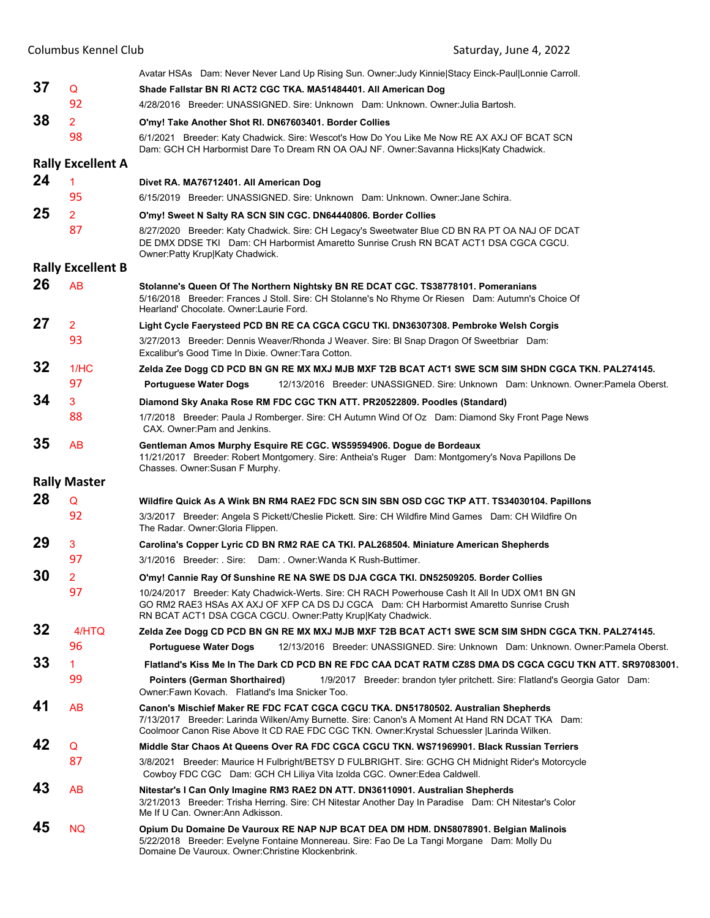Avatar HSAs Dam: Never Never Land Up Rising Sun. Owner:Judy Kinnie|Stacy Einck-Paul|Lonnie Carroll.

**37** Q 92 **Shade Fallstar BN RI ACT2 CGC TKA. MA51484401. All American Dog**
4/28/2016 Breeder: UNASSIGNED. Sire: Unknown Dam: Unknown. Owner:Julia Bartosh.

**38** 2 98 **O'my! Take Another Shot RI. DN67603401. Border Collies**
6/1/2021 Breeder: Katy Chadwick. Sire: Wescot's How Do You Like Me Now RE AX AXJ OF BCAT SCN Dam: GCH CH Harbormist Dare To Dream RN OA OAJ NF. Owner:Savanna Hicks|Katy Chadwick.

## Rally Excellent A

**24** 1 95 **Divet RA. MA76712401. All American Dog**
6/15/2019 Breeder: UNASSIGNED. Sire: Unknown Dam: Unknown. Owner:Jane Schira.

**25** 2 87 **O'my! Sweet N Salty RA SCN SIN CGC. DN64440806. Border Collies**
8/27/2020 Breeder: Katy Chadwick. Sire: CH Legacy's Sweetwater Blue CD BN RA PT OA NAJ OF DCAT DE DMX DDSE TKI Dam: CH Harbormist Amaretto Sunrise Crush RN BCAT ACT1 DSA CGCA CGCU. Owner:Patty Krup|Katy Chadwick.

## Rally Excellent B

**26** AB **Stolanne's Queen Of The Northern Nightsky BN RE DCAT CGC. TS38778101. Pomeranians**
5/16/2018 Breeder: Frances J Stoll. Sire: CH Stolanne's No Rhyme Or Riesen Dam: Autumn's Choice Of Hearland' Chocolate. Owner:Laurie Ford.

**27** 2 93 **Light Cycle Faerysteed PCD BN RE CA CGCA CGCU TKI. DN36307308. Pembroke Welsh Corgis**
3/27/2013 Breeder: Dennis Weaver/Rhonda J Weaver. Sire: BI Snap Dragon Of Sweetbriar Dam: Excalibur's Good Time In Dixie. Owner:Tara Cotton.

**32** 1/HC 97 **Zelda Zee Dogg CD PCD BN GN RE MX MXJ MJB MXF T2B BCAT ACT1 SWE SCM SIM SHDN CGCA TKN. PAL274145. Portuguese Water Dogs**
12/13/2016 Breeder: UNASSIGNED. Sire: Unknown Dam: Unknown. Owner:Pamela Oberst.

**34** 3 88 **Diamond Sky Anaka Rose RM FDC CGC TKN ATT. PR20522809. Poodles (Standard)**
1/7/2018 Breeder: Paula J Romberger. Sire: CH Autumn Wind Of Oz Dam: Diamond Sky Front Page News CAX. Owner:Pam and Jenkins.

**35** AB **Gentleman Amos Murphy Esquire RE CGC. WS59594906. Dogue de Bordeaux**
11/21/2017 Breeder: Robert Montgomery. Sire: Antheia's Ruger Dam: Montgomery's Nova Papillons De Chasses. Owner:Susan F Murphy.

## Rally Master

**28** Q 92 **Wildfire Quick As A Wink BN RM4 RAE2 FDC SCN SIN SBN OSD CGC TKP ATT. TS34030104. Papillons**
3/3/2017 Breeder: Angela S Pickett/Cheslie Pickett. Sire: CH Wildfire Mind Games Dam: CH Wildfire On The Radar. Owner:Gloria Flippen.

**29** 3 97 **Carolina's Copper Lyric CD BN RM2 RAE CA TKI. PAL268504. Miniature American Shepherds**
3/1/2016 Breeder: . Sire: Dam: . Owner:Wanda K Rush-Buttimer.

**30** 2 97 **O'my! Cannie Ray Of Sunshine RE NA SWE DS DJA CGCA TKI. DN52509205. Border Collies**
10/24/2017 Breeder: Katy Chadwick-Werts. Sire: CH RACH Powerhouse Cash It All In UDX OM1 BN GN GO RM2 RAE3 HSAs AX AXJ OF XFP CA DS DJ CGCA Dam: CH Harbormist Amaretto Sunrise Crush RN BCAT ACT1 DSA CGCA CGCU. Owner:Patty Krup|Katy Chadwick.

**32** 4/HTQ 96 **Zelda Zee Dogg CD PCD BN GN RE MX MXJ MJB MXF T2B BCAT ACT1 SWE SCM SIM SHDN CGCA TKN. PAL274145. Portuguese Water Dogs**
12/13/2016 Breeder: UNASSIGNED. Sire: Unknown Dam: Unknown. Owner:Pamela Oberst.

**33** 1 99 **Flatland's Kiss Me In The Dark CD PCD BN RE FDC CAA DCAT RATM CZ8S DMA DS CGCA CGCU TKN ATT. SR97083001. Pointers (German Shorthaired)**
1/9/2017 Breeder: brandon tyler pritchett. Sire: Flatland's Georgia Gator Dam: Flatland's Ima Snicker Too. Owner:Fawn Kovach.

**41** AB **Canon's Mischief Maker RE FDC FCAT CGCA CGCU TKA. DN51780502. Australian Shepherds**
7/13/2017 Breeder: Larinda Wilken/Amy Burnette. Sire: Canon's A Moment At Hand RN DCAT TKA Dam: Coolmoor Canon Rise Above It CD RAE FDC CGC TKN. Owner:Krystal Schuessler |Larinda Wilken.

**42** Q 87 **Middle Star Chaos At Queens Over RA FDC CGCA CGCU TKN. WS71969901. Black Russian Terriers**
3/8/2021 Breeder: Maurice H Fulbright/BETSY D FULBRIGHT. Sire: GCHG CH Midnight Rider's Motorcycle Cowboy FDC CGC Dam: GCH CH Liliya Vita Izolda CGC. Owner:Edea Caldwell.

**43** AB **Nitestar's I Can Only Imagine RM3 RAE2 DN ATT. DN36110901. Australian Shepherds**
3/21/2013 Breeder: Trisha Herring. Sire: CH Nitestar Another Day In Paradise Dam: CH Nitestar's Color Me If U Can. Owner:Ann Adkisson.

**45** NQ **Opium Du Domaine De Vauroux RE NAP NJP BCAT DEA DM HDM. DN58078901. Belgian Malinois**
5/22/2018 Breeder: Evelyne Fontaine Monnereau. Sire: Fao De La Tangi Morgane Dam: Molly Du Domaine De Vauroux. Owner:Christine Klockenbrink.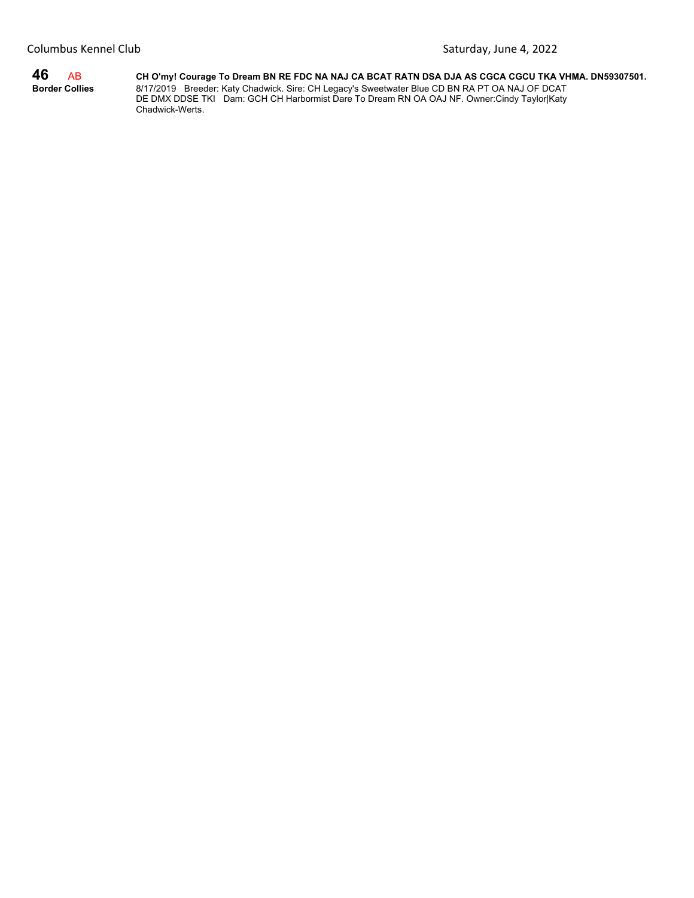**46** AB **Border Collies**

**CH O'my! Courage To Dream BN RE FDC NA NAJ CA BCAT RATN DSA DJA AS CGCA CGCU TKA VHMA. DN59307501.** 8/17/2019 Breeder: Katy Chadwick. Sire: CH Legacy's Sweetwater Blue CD BN RA PT OA NAJ OF DCAT DE DMX DDSE TKI Dam: GCH CH Harbormist Dare To Dream RN OA OAJ NF. Owner:Cindy Taylor|Katy Chadwick-Werts.